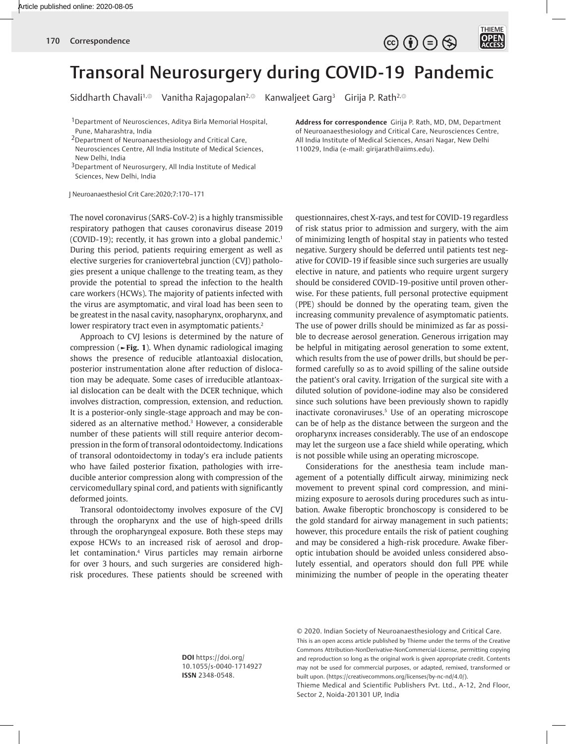# Transoral Neurosurgery during COVID-19 Pandemic

Siddharth Chavali[1] Vanitha Rajagopalan[2] Kanwaljeet Garg[3] Girija P. Rath[2]

[1]Department of Neurosciences, Aditya Birla Memorial Hospital, Pune, Maharashtra, India

[2]Department of Neuroanaesthesiology and Critical Care, Neurosciences Centre, All India Institute of Medical Sciences, New Delhi, India

[3]Department of Neurosurgery, All India Institute of Medical Sciences, New Delhi, India

**Address for correspondence** Girija P. Rath, MD, DM, Department of Neuroanaesthesiology and Critical Care, Neurosciences Centre, All India Institute of Medical Sciences, Ansari Nagar, New Delhi 110029, India (e-mail: girijarath@aiims.edu).

J Neuroanaesthesiol Crit Care:2020;7:170–171

The novel coronavirus (SARS-CoV-2) is a highly transmissible respiratory pathogen that causes coronavirus disease 2019 (COVID-19); recently, it has grown into a global pandemic.[1] During this period, patients requiring emergent as well as elective surgeries for craniovertebral junction (CVJ) pathologies present a unique challenge to the treating team, as they provide the potential to spread the infection to the health care workers (HCWs). The majority of patients infected with the virus are asymptomatic, and viral load has been seen to be greatest in the nasal cavity, nasopharynx, oropharynx, and lower respiratory tract even in asymptomatic patients.[2]

Approach to CVJ lesions is determined by the nature of compression (►**Fig. 1**). When dynamic radiological imaging shows the presence of reducible atlantoaxial dislocation, posterior instrumentation alone after reduction of dislocation may be adequate. Some cases of irreducible atlantoaxial dislocation can be dealt with the DCER technique, which involves distraction, compression, extension, and reduction. It is a posterior-only single-stage approach and may be considered as an alternative method.[3] However, a considerable number of these patients will still require anterior decompression in the form of transoral odontoidectomy. Indications of transoral odontoidectomy in today's era include patients who have failed posterior fixation, pathologies with irreducible anterior compression along with compression of the cervicomedullary spinal cord, and patients with significantly deformed joints.

Transoral odontoidectomy involves exposure of the CVJ through the oropharynx and the use of high-speed drills through the oropharyngeal exposure. Both these steps may expose HCWs to an increased risk of aerosol and droplet contamination.[4] Virus particles may remain airborne for over 3 hours, and such surgeries are considered high-risk procedures. These patients should be screened with questionnaires, chest X-rays, and test for COVID-19 regardless of risk status prior to admission and surgery, with the aim of minimizing length of hospital stay in patients who tested negative. Surgery should be deferred until patients test negative for COVID-19 if feasible since such surgeries are usually elective in nature, and patients who require urgent surgery should be considered COVID-19-positive until proven otherwise. For these patients, full personal protective equipment (PPE) should be donned by the operating team, given the increasing community prevalence of asymptomatic patients. The use of power drills should be minimized as far as possible to decrease aerosol generation. Generous irrigation may be helpful in mitigating aerosol generation to some extent, which results from the use of power drills, but should be performed carefully so as to avoid spilling of the saline outside the patient's oral cavity. Irrigation of the surgical site with a diluted solution of povidone-iodine may also be considered since such solutions have been previously shown to rapidly inactivate coronaviruses.[5] Use of an operating microscope can be of help as the distance between the surgeon and the oropharynx increases considerably. The use of an endoscope may let the surgeon use a face shield while operating, which is not possible while using an operating microscope.

Considerations for the anesthesia team include management of a potentially difficult airway, minimizing neck movement to prevent spinal cord compression, and minimizing exposure to aerosols during procedures such as intubation. Awake fiberoptic bronchoscopy is considered to be the gold standard for airway management in such patients; however, this procedure entails the risk of patient coughing and may be considered a high-risk procedure. Awake fiberoptic intubation should be avoided unless considered absolutely essential, and operators should don full PPE while minimizing the number of people in the operating theater

**DOI** https://doi.org/10.1055/s-0040-1714927
**ISSN** 2348-0548.

© 2020. Indian Society of Neuroanaesthesiology and Critical Care.
This is an open access article published by Thieme under the terms of the Creative Commons Attribution-NonDerivative-NonCommercial-License, permitting copying and reproduction so long as the original work is given appropriate credit. Contents may not be used for commercial purposes, or adapted, remixed, transformed or built upon. (https://creativecommons.org/licenses/by-nc-nd/4.0/).
Thieme Medical and Scientific Publishers Pvt. Ltd., A-12, 2nd Floor, Sector 2, Noida-201301 UP, India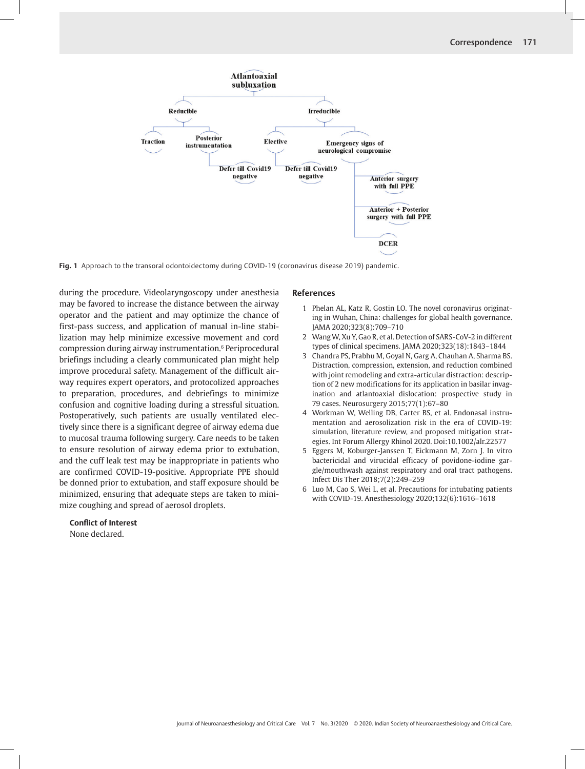Atlantoaxial subluxation

Reducible

Irreducible

Traction

Posterior instrumentation

Elective

Emergency signs of neurological compromise

Defer till Covid19 negative

Defer till Covid19 negative

Anterior surgery with full PPE

Anterior + Posterior surgery with full PPE

DCER

**Fig. 1** Approach to the transoral odontoidectomy during COVID-19 (coronavirus disease 2019) pandemic.

during the procedure. Videolaryngoscopy under anesthesia may be favored to increase the distance between the airway operator and the patient and may optimize the chance of first-pass success, and application of manual in-line stabilization may help minimize excessive movement and cord compression during airway instrumentation.[6] Periprocedural briefings including a clearly communicated plan might help improve procedural safety. Management of the difficult airway requires expert operators, and protocolized approaches to preparation, procedures, and debriefings to minimize confusion and cognitive loading during a stressful situation. Postoperatively, such patients are usually ventilated electively since there is a significant degree of airway edema due to mucosal trauma following surgery. Care needs to be taken to ensure resolution of airway edema prior to extubation, and the cuff leak test may be inappropriate in patients who are confirmed COVID-19-positive. Appropriate PPE should be donned prior to extubation, and staff exposure should be minimized, ensuring that adequate steps are taken to minimize coughing and spread of aerosol droplets.

**Conflict of Interest**

None declared.

## References

1. Phelan AL, Katz R, Gostin LO. The novel coronavirus originating in Wuhan, China: challenges for global health governance. JAMA 2020;323(8):709–710
2. Wang W, Xu Y, Gao R, et al. Detection of SARS-CoV-2 in different types of clinical specimens. JAMA 2020;323(18):1843–1844
3. Chandra PS, Prabhu M, Goyal N, Garg A, Chauhan A, Sharma BS. Distraction, compression, extension, and reduction combined with joint remodeling and extra-articular distraction: description of 2 new modifications for its application in basilar invagination and atlantoaxial dislocation: prospective study in 79 cases. Neurosurgery 2015;77(1):67–80
4. Workman W, Welling DB, Carter BS, et al. Endonasal instrumentation and aerosolization risk in the era of COVID-19: simulation, literature review, and proposed mitigation strategies. Int Forum Allergy Rhinol 2020. Doi:10.1002/alr.22577
5. Eggers M, Koburger-Janssen T, Eickmann M, Zorn J. In vitro bactericidal and virucidal efficacy of povidone-iodine gargle/mouthwash against respiratory and oral tract pathogens. Infect Dis Ther 2018;7(2):249–259
6. Luo M, Cao S, Wei L, et al. Precautions for intubating patients with COVID-19. Anesthesiology 2020;132(6):1616–1618